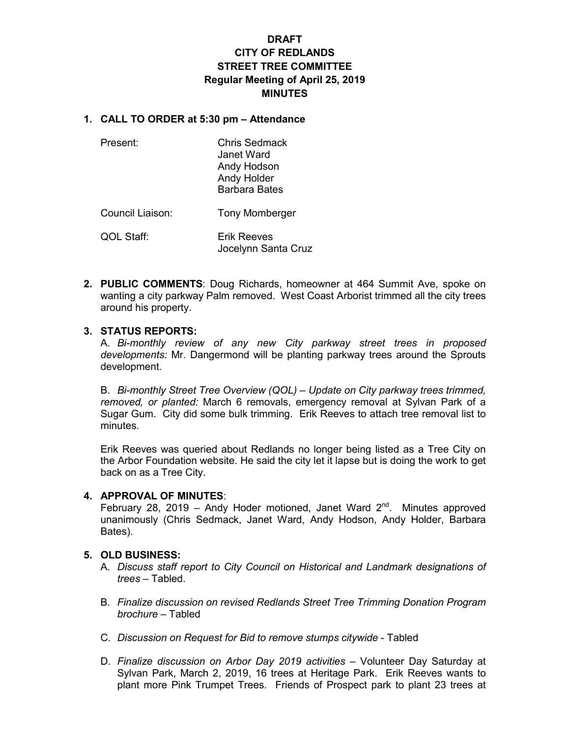# DRAFT
# CITY OF REDLANDS
# STREET TREE COMMITTEE
## Regular Meeting of April 25, 2019
## MINUTES

**1. CALL TO ORDER at 5:30 pm – Attendance**

Present: Chris Sedmack
Janet Ward
Andy Hodson
Andy Holder
Barbara Bates

Council Liaison: Tony Momberger

QOL Staff: Erik Reeves
Jocelynn Santa Cruz

**2. PUBLIC COMMENTS**: Doug Richards, homeowner at 464 Summit Ave, spoke on wanting a city parkway Palm removed. West Coast Arborist trimmed all the city trees around his property.

**3. STATUS REPORTS:**

A. *Bi-monthly review of any new City parkway street trees in proposed developments:* Mr. Dangermond will be planting parkway trees around the Sprouts development.

B. *Bi-monthly Street Tree Overview (QOL) – Update on City parkway trees trimmed, removed, or planted:* March 6 removals, emergency removal at Sylvan Park of a Sugar Gum. City did some bulk trimming. Erik Reeves to attach tree removal list to minutes.

Erik Reeves was queried about Redlands no longer being listed as a Tree City on the Arbor Foundation website. He said the city let it lapse but is doing the work to get back on as a Tree City.

**4. APPROVAL OF MINUTES**:
February 28, 2019 – Andy Hoder motioned, Janet Ward 2nd. Minutes approved unanimously (Chris Sedmack, Janet Ward, Andy Hodson, Andy Holder, Barbara Bates).

**5. OLD BUSINESS:**

A. *Discuss staff report to City Council on Historical and Landmark designations of trees* – Tabled.

B. *Finalize discussion on revised Redlands Street Tree Trimming Donation Program brochure* – Tabled

C. *Discussion on Request for Bid to remove stumps citywide* - Tabled

D. *Finalize discussion on Arbor Day 2019 activities* – Volunteer Day Saturday at Sylvan Park, March 2, 2019, 16 trees at Heritage Park. Erik Reeves wants to plant more Pink Trumpet Trees. Friends of Prospect park to plant 23 trees at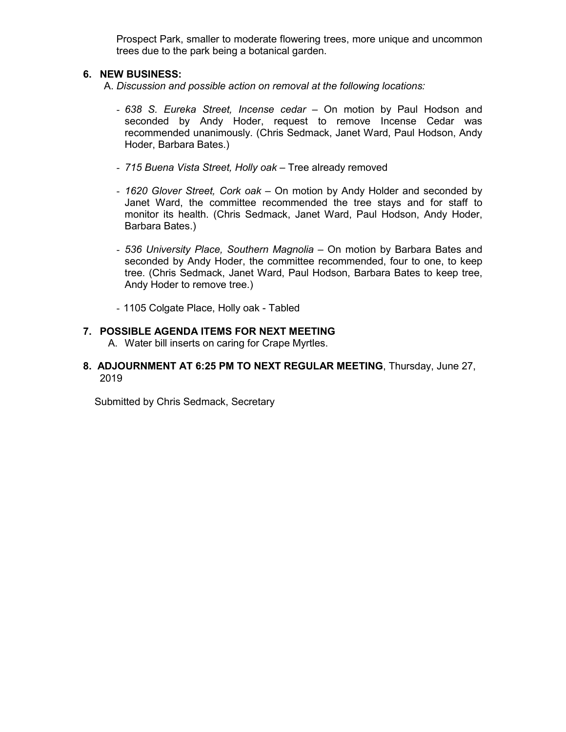Prospect Park, smaller to moderate flowering trees, more unique and uncommon trees due to the park being a botanical garden.

**6. NEW BUSINESS:**

A. *Discussion and possible action on removal at the following locations:*

- *638 S. Eureka Street, Incense cedar* – On motion by Paul Hodson and seconded by Andy Hoder, request to remove Incense Cedar was recommended unanimously. (Chris Sedmack, Janet Ward, Paul Hodson, Andy Hoder, Barbara Bates.)

- *715 Buena Vista Street, Holly oak* – Tree already removed

- *1620 Glover Street, Cork oak* – On motion by Andy Holder and seconded by Janet Ward, the committee recommended the tree stays and for staff to monitor its health. (Chris Sedmack, Janet Ward, Paul Hodson, Andy Hoder, Barbara Bates.)

- *536 University Place, Southern Magnolia* – On motion by Barbara Bates and seconded by Andy Hoder, the committee recommended, four to one, to keep tree. (Chris Sedmack, Janet Ward, Paul Hodson, Barbara Bates to keep tree, Andy Hoder to remove tree.)

- 1105 Colgate Place, Holly oak - Tabled

**7. POSSIBLE AGENDA ITEMS FOR NEXT MEETING**

A. Water bill inserts on caring for Crape Myrtles.

**8. ADJOURNMENT AT 6:25 PM TO NEXT REGULAR MEETING**, Thursday, June 27, 2019

Submitted by Chris Sedmack, Secretary